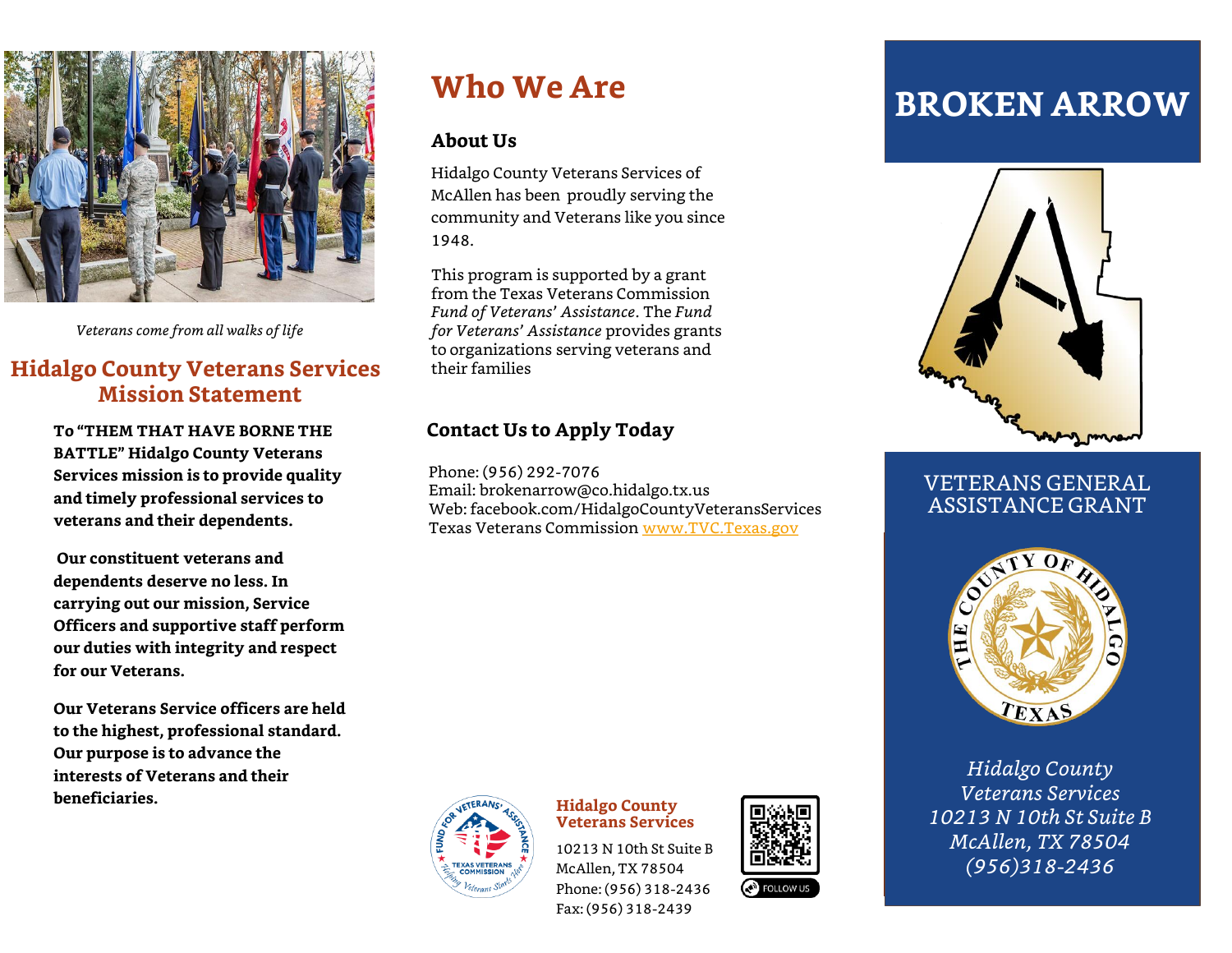*Veterans come from all walks of life*

## Hidalgo County Veterans Services Mission Statement

**To "THEM THAT HAVE BORNE THE BATTLE" Hidalgo County Veterans Services mission is to provide quality and timely professional services to veterans and their dependents.**

**Our constituent veterans and dependents deserve no less. In carrying out our mission, Service Officers and supportive staff perform our duties with integrity and respect for our Veterans.**

**Our Veterans Service officers are held to the highest, professional standard. Our purpose is to advance the interests of Veterans and their beneficiaries.**

# Who We Are

### About Us

Hidalgo County Veterans Services of McAllen has been proudly serving the community and Veterans like you since 1948.

This program is supported by a grant from the Texas Veterans Commission *Fund of Veterans' Assistance*. The *Fund for Veterans' Assistance* provides grants to organizations serving veterans and their families

### Contact Us to Apply Today

Phone: (956) 292-7076
Email: brokenarrow@co.hidalgo.tx.us
Web: facebook.com/HidalgoCountyVeteransServices
Texas Veterans Commission www.TVC.Texas.gov

**Hidalgo County Veterans Services**

10213 N 10th St Suite B
McAllen, TX 78504
Phone: (956) 318-2436
Fax: (956) 318-2439

FOLLOW US

# BROKEN ARROW

## VETERANS GENERAL ASSISTANCE GRANT

*Hidalgo County Veterans Services*
*10213 N 10th St Suite B*
*McAllen, TX 78504*
*(956)318-2436*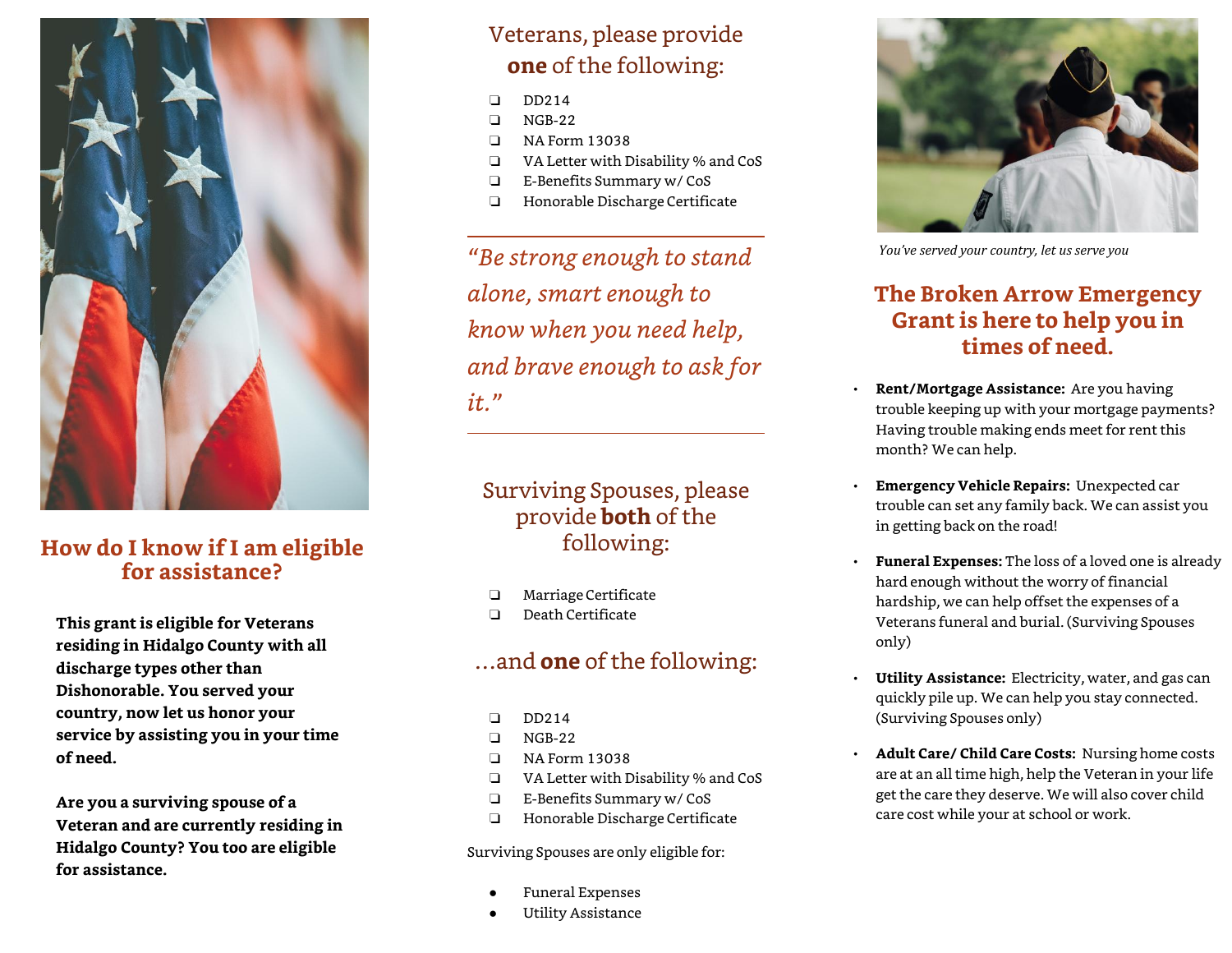## How do I know if I am eligible for assistance?

**This grant is eligible for Veterans residing in Hidalgo County with all discharge types other than Dishonorable. You served your country, now let us honor your service by assisting you in your time of need.**

**Are you a surviving spouse of a Veteran and are currently residing in Hidalgo County? You too are eligible for assistance.**

## Veterans, please provide **one** of the following:

- ❑ DD214
- ❑ NGB-22
- ❑ NA Form 13038
- ❑ VA Letter with Disability % and CoS
- ❑ E-Benefits Summary w/ CoS
- ❑ Honorable Discharge Certificate

*"Be strong enough to stand alone, smart enough to know when you need help, and brave enough to ask for it."*

## Surviving Spouses, please provide **both** of the following:

- ❑ Marriage Certificate
- ❑ Death Certificate

## ...and **one** of the following:

- ❑ DD214
- ❑ NGB-22
- ❑ NA Form 13038
- ❑ VA Letter with Disability % and CoS
- ❑ E-Benefits Summary w/ CoS
- ❑ Honorable Discharge Certificate

Surviving Spouses are only eligible for:

- Funeral Expenses
- Utility Assistance

*You've served your country, let us serve you*

## The Broken Arrow Emergency Grant is here to help you in times of need.

- **Rent/Mortgage Assistance:** Are you having trouble keeping up with your mortgage payments? Having trouble making ends meet for rent this month? We can help.
- **Emergency Vehicle Repairs:** Unexpected car trouble can set any family back. We can assist you in getting back on the road!
- **Funeral Expenses:** The loss of a loved one is already hard enough without the worry of financial hardship, we can help offset the expenses of a Veterans funeral and burial. (Surviving Spouses only)
- **Utility Assistance:** Electricity, water, and gas can quickly pile up. We can help you stay connected. (Surviving Spouses only)
- **Adult Care/ Child Care Costs:** Nursing home costs are at an all time high, help the Veteran in your life get the care they deserve. We will also cover child care cost while your at school or work.